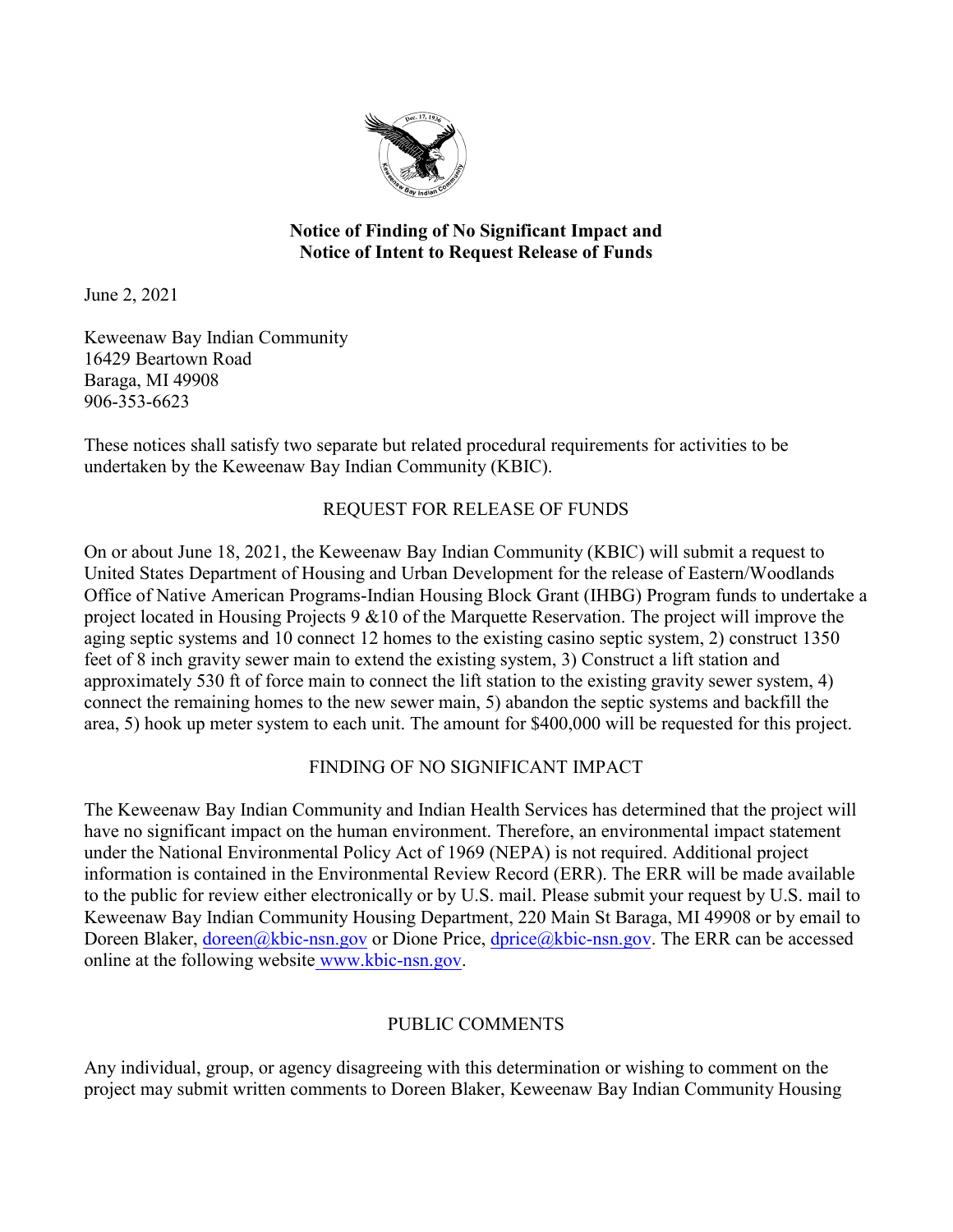**Notice of Finding of No Significant Impact and**
**Notice of Intent to Request Release of Funds**

June 2, 2021

Keweenaw Bay Indian Community
16429 Beartown Road
Baraga, MI 49908
906-353-6623

These notices shall satisfy two separate but related procedural requirements for activities to be undertaken by the Keweenaw Bay Indian Community (KBIC).

## REQUEST FOR RELEASE OF FUNDS

On or about June 18, 2021, the Keweenaw Bay Indian Community (KBIC) will submit a request to United States Department of Housing and Urban Development for the release of Eastern/Woodlands Office of Native American Programs-Indian Housing Block Grant (IHBG) Program funds to undertake a project located in Housing Projects 9 &10 of the Marquette Reservation. The project will improve the aging septic systems and 1O connect 12 homes to the existing casino septic system, 2) construct 1350 feet of 8 inch gravity sewer main to extend the existing system, 3) Construct a lift station and approximately 530 ft of force main to connect the lift station to the existing gravity sewer system, 4) connect the remaining homes to the new sewer main, 5) abandon the septic systems and backfill the area, 5) hook up meter system to each unit. The amount for $400,000 will be requested for this project.

## FINDING OF NO SIGNIFICANT IMPACT

The Keweenaw Bay Indian Community and Indian Health Services has determined that the project will have no significant impact on the human environment. Therefore, an environmental impact statement under the National Environmental Policy Act of 1969 (NEPA) is not required. Additional project information is contained in the Environmental Review Record (ERR). The ERR will be made available to the public for review either electronically or by U.S. mail. Please submit your request by U.S. mail to Keweenaw Bay Indian Community Housing Department, 220 Main St Baraga, MI 49908 or by email to Doreen Blaker, doreen@kbic-nsn.gov or Dione Price, dprice@kbic-nsn.gov. The ERR can be accessed online at the following website www.kbic-nsn.gov.

## PUBLIC COMMENTS

Any individual, group, or agency disagreeing with this determination or wishing to comment on the project may submit written comments to Doreen Blaker, Keweenaw Bay Indian Community Housing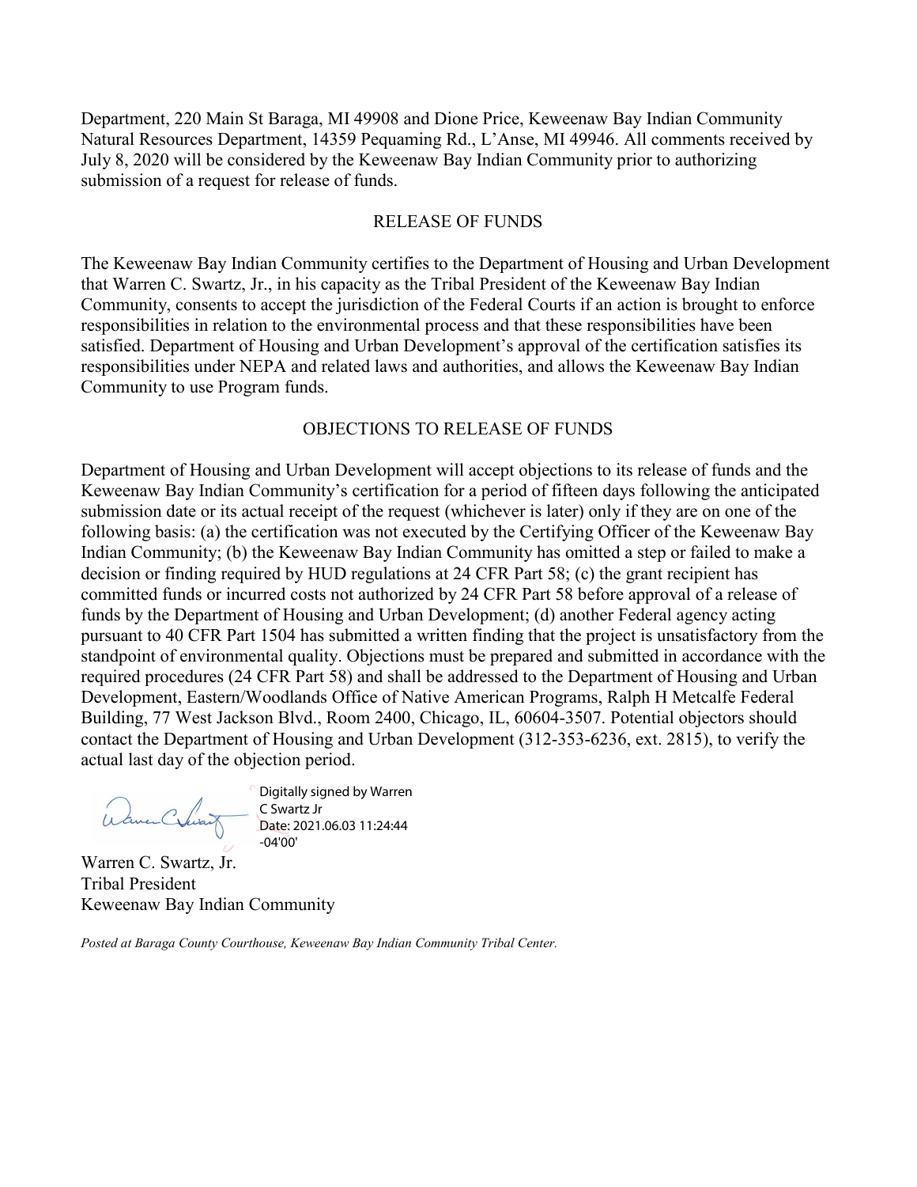Department, 220 Main St Baraga, MI 49908 and Dione Price, Keweenaw Bay Indian Community Natural Resources Department, 14359 Pequaming Rd., L'Anse, MI 49946. All comments received by July 8, 2020 will be considered by the Keweenaw Bay Indian Community prior to authorizing submission of a request for release of funds.

## RELEASE OF FUNDS

The Keweenaw Bay Indian Community certifies to the Department of Housing and Urban Development that Warren C. Swartz, Jr., in his capacity as the Tribal President of the Keweenaw Bay Indian Community, consents to accept the jurisdiction of the Federal Courts if an action is brought to enforce responsibilities in relation to the environmental process and that these responsibilities have been satisfied. Department of Housing and Urban Development's approval of the certification satisfies its responsibilities under NEPA and related laws and authorities, and allows the Keweenaw Bay Indian Community to use Program funds.

## OBJECTIONS TO RELEASE OF FUNDS

Department of Housing and Urban Development will accept objections to its release of funds and the Keweenaw Bay Indian Community's certification for a period of fifteen days following the anticipated submission date or its actual receipt of the request (whichever is later) only if they are on one of the following basis: (a) the certification was not executed by the Certifying Officer of the Keweenaw Bay Indian Community; (b) the Keweenaw Bay Indian Community has omitted a step or failed to make a decision or finding required by HUD regulations at 24 CFR Part 58; (c) the grant recipient has committed funds or incurred costs not authorized by 24 CFR Part 58 before approval of a release of funds by the Department of Housing and Urban Development; (d) another Federal agency acting pursuant to 40 CFR Part 1504 has submitted a written finding that the project is unsatisfactory from the standpoint of environmental quality. Objections must be prepared and submitted in accordance with the required procedures (24 CFR Part 58) and shall be addressed to the Department of Housing and Urban Development, Eastern/Woodlands Office of Native American Programs, Ralph H Metcalfe Federal Building, 77 West Jackson Blvd., Room 2400, Chicago, IL, 60604-3507. Potential objectors should contact the Department of Housing and Urban Development (312-353-6236, ext. 2815), to verify the actual last day of the objection period.

Digitally signed by Warren C Swartz Jr
Date: 2021.06.03 11:24:44 -04'00'

Warren C. Swartz, Jr.
Tribal President
Keweenaw Bay Indian Community

*Posted at Baraga County Courthouse, Keweenaw Bay Indian Community Tribal Center.*